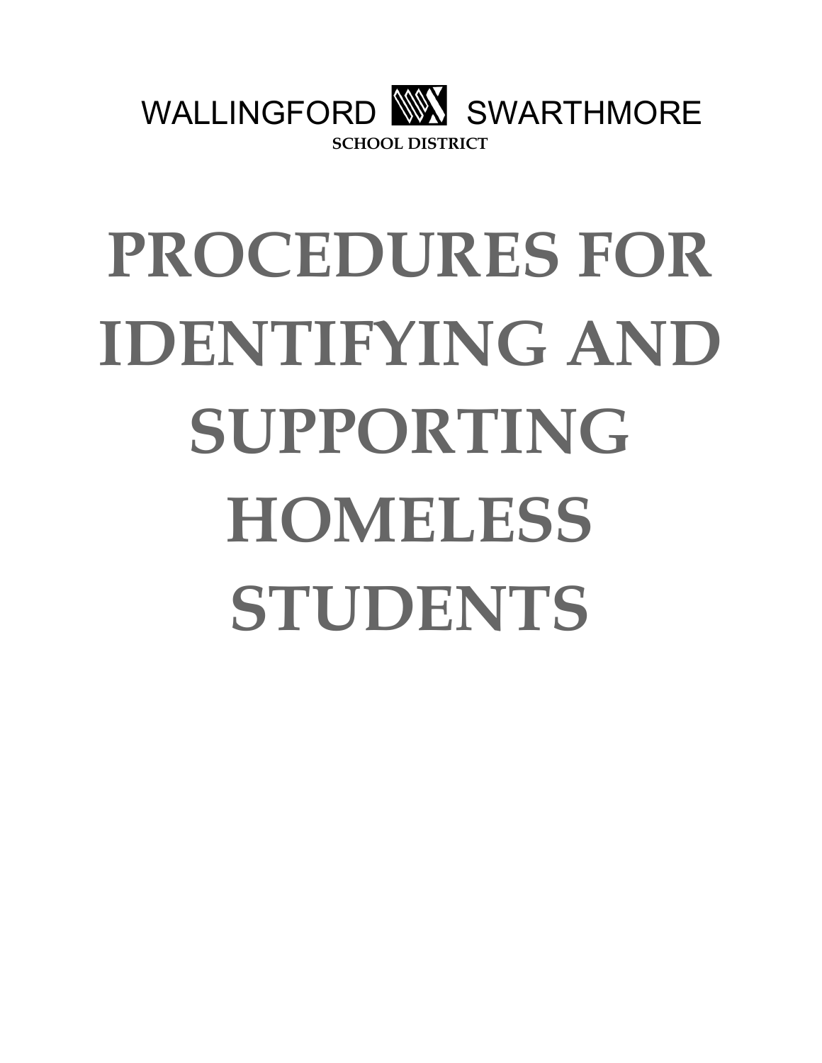WALLINGFORD SWARTHMORE

**SCHOOL DISTRICT**

# PROCEDURES FOR IDENTIFYING AND SUPPORTING HOMELESS STUDENTS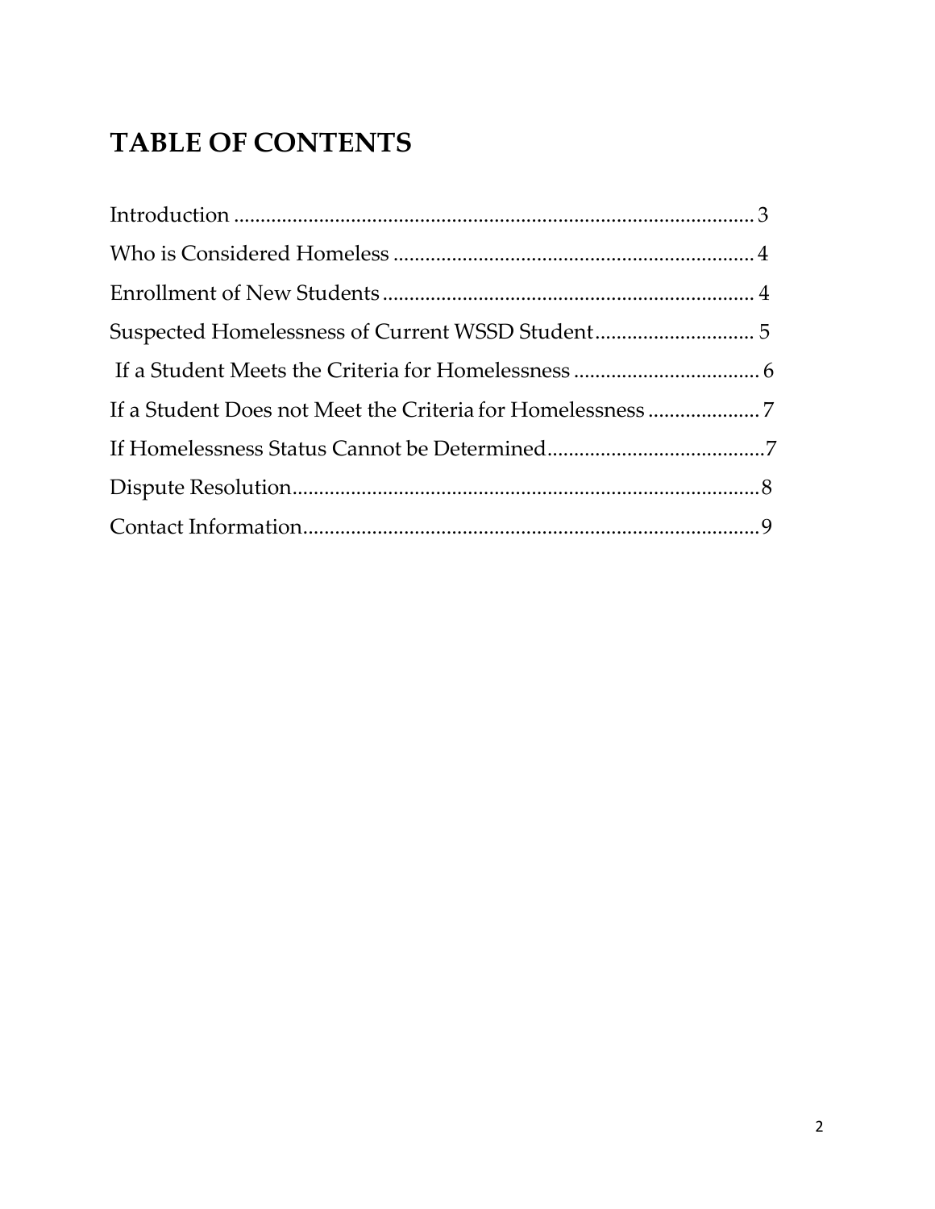# TABLE OF CONTENTS

Introduction ................................................................................................. 3

Who is Considered Homeless .................................................................... 4

Enrollment of New Students ...................................................................... 4

Suspected Homelessness of Current WSSD Student .............................. 5

If a Student Meets the Criteria for Homelessness .................................... 6

If a Student Does not Meet the Criteria for Homelessness ..................... 7

If Homelessness Status Cannot be Determined.........................................7

Dispute Resolution........................................................................................8

Contact Information......................................................................................9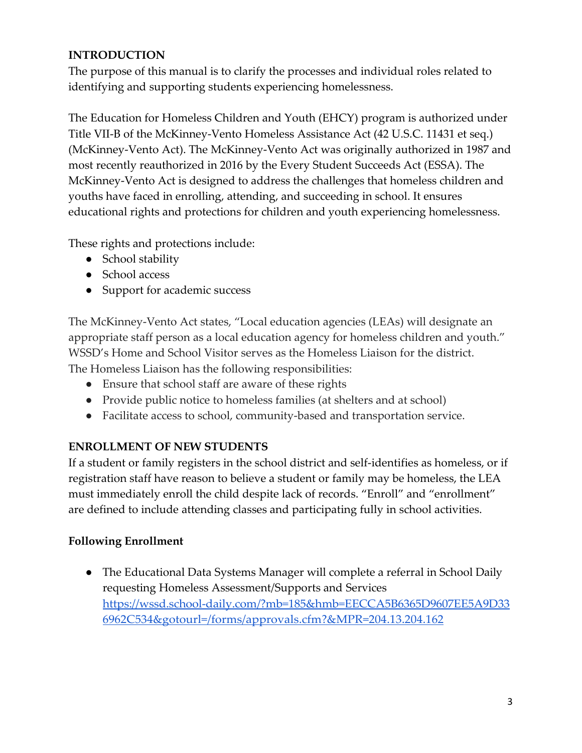## INTRODUCTION

The purpose of this manual is to clarify the processes and individual roles related to identifying and supporting students experiencing homelessness.

The Education for Homeless Children and Youth (EHCY) program is authorized under Title VII-B of the McKinney-Vento Homeless Assistance Act (42 U.S.C. 11431 et seq.) (McKinney-Vento Act). The McKinney-Vento Act was originally authorized in 1987 and most recently reauthorized in 2016 by the Every Student Succeeds Act (ESSA). The McKinney-Vento Act is designed to address the challenges that homeless children and youths have faced in enrolling, attending, and succeeding in school. It ensures educational rights and protections for children and youth experiencing homelessness.

These rights and protections include:

- School stability
- School access
- Support for academic success

The McKinney-Vento Act states, "Local education agencies (LEAs) will designate an appropriate staff person as a local education agency for homeless children and youth." WSSD's Home and School Visitor serves as the Homeless Liaison for the district. The Homeless Liaison has the following responsibilities:

- Ensure that school staff are aware of these rights
- Provide public notice to homeless families (at shelters and at school)
- Facilitate access to school, community-based and transportation service.

## ENROLLMENT OF NEW STUDENTS

If a student or family registers in the school district and self-identifies as homeless, or if registration staff have reason to believe a student or family may be homeless, the LEA must immediately enroll the child despite lack of records. "Enroll" and "enrollment" are defined to include attending classes and participating fully in school activities.

### Following Enrollment

- The Educational Data Systems Manager will complete a referral in School Daily requesting Homeless Assessment/Supports and Services [https://wssd.school-daily.com/?mb=185&hmb=EECCA5B6365D9607EE5A9D336962C534&gotourl=/forms/approvals.cfm?&MPR=204.13.204.162](https://wssd.school-daily.com/?mb=185&hmb=EECCA5B6365D9607EE5A9D336962C534&gotourl=/forms/approvals.cfm?&MPR=204.13.204.162)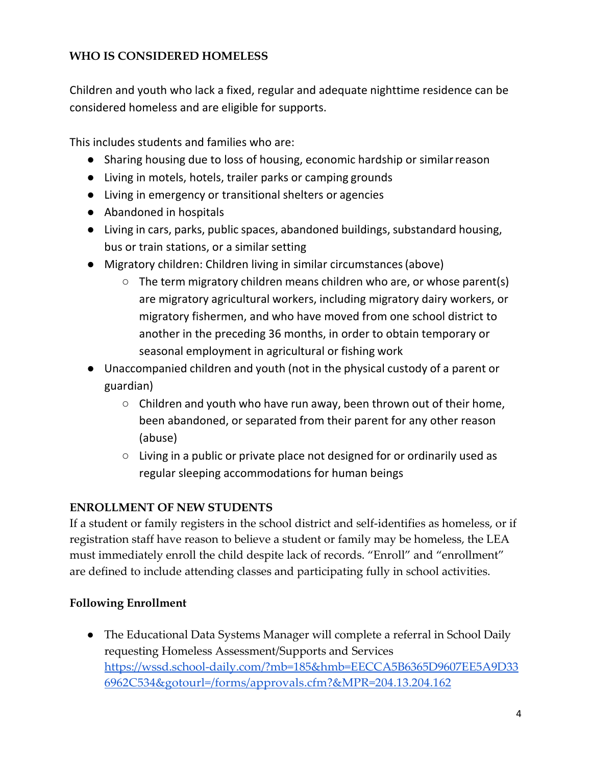## WHO IS CONSIDERED HOMELESS

Children and youth who lack a fixed, regular and adequate nighttime residence can be considered homeless and are eligible for supports.

This includes students and families who are:

- Sharing housing due to loss of housing, economic hardship or similar reason
- Living in motels, hotels, trailer parks or camping grounds
- Living in emergency or transitional shelters or agencies
- Abandoned in hospitals
- Living in cars, parks, public spaces, abandoned buildings, substandard housing, bus or train stations, or a similar setting
- Migratory children: Children living in similar circumstances (above)
  - The term migratory children means children who are, or whose parent(s) are migratory agricultural workers, including migratory dairy workers, or migratory fishermen, and who have moved from one school district to another in the preceding 36 months, in order to obtain temporary or seasonal employment in agricultural or fishing work
- Unaccompanied children and youth (not in the physical custody of a parent or guardian)
  - Children and youth who have run away, been thrown out of their home, been abandoned, or separated from their parent for any other reason (abuse)
  - Living in a public or private place not designed for or ordinarily used as regular sleeping accommodations for human beings

## ENROLLMENT OF NEW STUDENTS

If a student or family registers in the school district and self-identifies as homeless, or if registration staff have reason to believe a student or family may be homeless, the LEA must immediately enroll the child despite lack of records. "Enroll" and "enrollment" are defined to include attending classes and participating fully in school activities.

### Following Enrollment

- The Educational Data Systems Manager will complete a referral in School Daily requesting Homeless Assessment/Supports and Services https://wssd.school-daily.com/?mb=185&hmb=EECCA5B6365D9607EE5A9D336962C534&gotourl=/forms/approvals.cfm?&MPR=204.13.204.162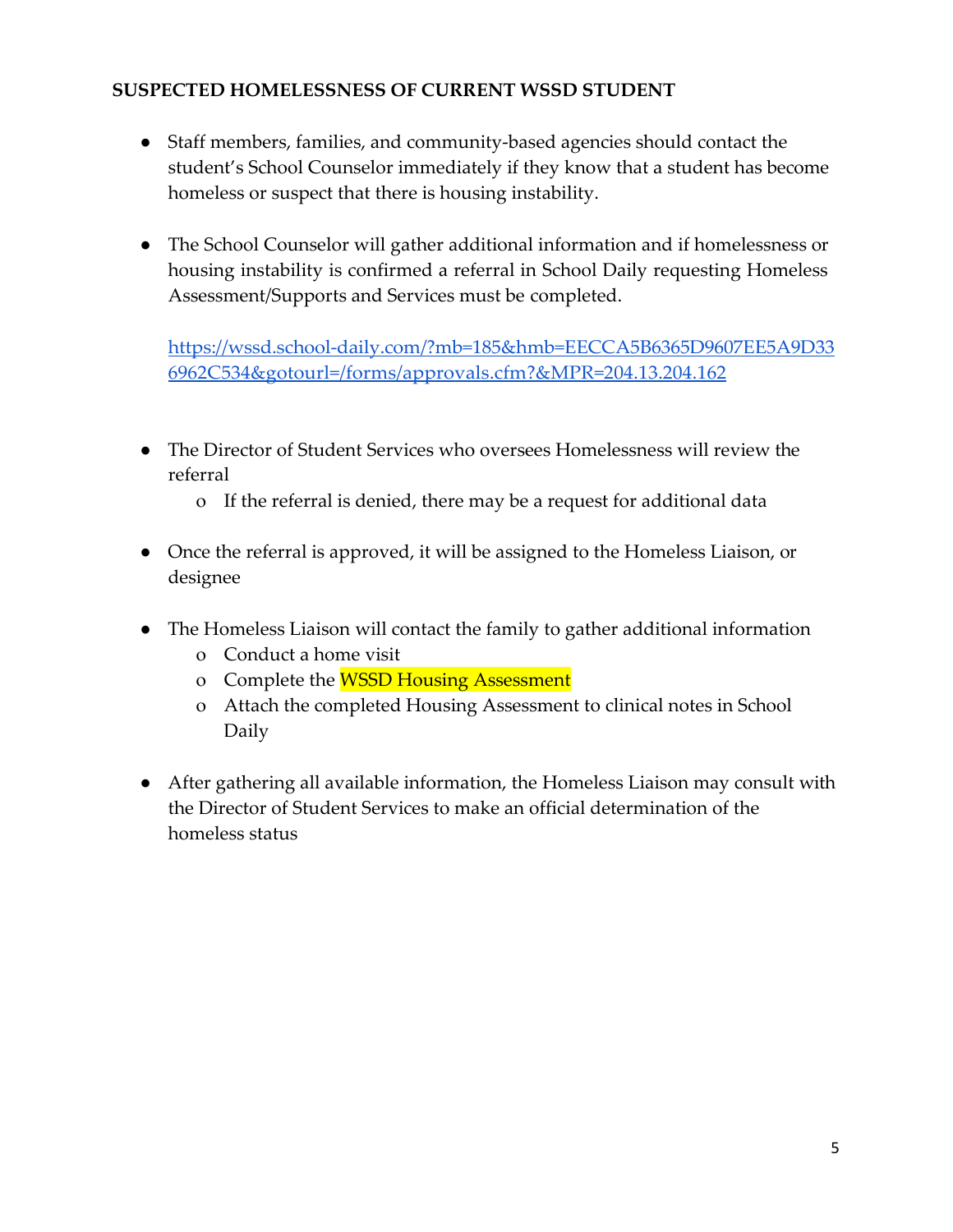**SUSPECTED HOMELESSNESS OF CURRENT WSSD STUDENT**

- Staff members, families, and community-based agencies should contact the student's School Counselor immediately if they know that a student has become homeless or suspect that there is housing instability.

- The School Counselor will gather additional information and if homelessness or housing instability is confirmed a referral in School Daily requesting Homeless Assessment/Supports and Services must be completed.

  [https://wssd.school-daily.com/?mb=185&hmb=EECCA5B6365D9607EE5A9D336962C534&gotourl=/forms/approvals.cfm?&MPR=204.13.204.162](https://wssd.school-daily.com/?mb=185&hmb=EECCA5B6365D9607EE5A9D336962C534&gotourl=/forms/approvals.cfm?&MPR=204.13.204.162)

- The Director of Student Services who oversees Homelessness will review the referral
  - If the referral is denied, there may be a request for additional data

- Once the referral is approved, it will be assigned to the Homeless Liaison, or designee

- The Homeless Liaison will contact the family to gather additional information
  - Conduct a home visit
  - Complete the WSSD Housing Assessment
  - Attach the completed Housing Assessment to clinical notes in School Daily

- After gathering all available information, the Homeless Liaison may consult with the Director of Student Services to make an official determination of the homeless status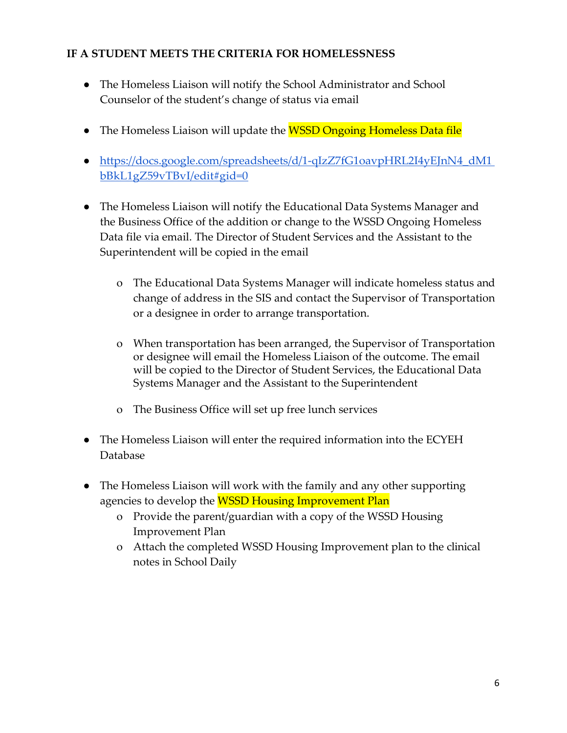**IF A STUDENT MEETS THE CRITERIA FOR HOMELESSNESS**

- The Homeless Liaison will notify the School Administrator and School Counselor of the student's change of status via email
- The Homeless Liaison will update the WSSD Ongoing Homeless Data file
- https://docs.google.com/spreadsheets/d/1-qIzZ7fG1oavpHRL2I4yEJnN4_dM1bBkL1gZ59vTBvI/edit#gid=0
- The Homeless Liaison will notify the Educational Data Systems Manager and the Business Office of the addition or change to the WSSD Ongoing Homeless Data file via email. The Director of Student Services and the Assistant to the Superintendent will be copied in the email
    - The Educational Data Systems Manager will indicate homeless status and change of address in the SIS and contact the Supervisor of Transportation or a designee in order to arrange transportation.
    - When transportation has been arranged, the Supervisor of Transportation or designee will email the Homeless Liaison of the outcome. The email will be copied to the Director of Student Services, the Educational Data Systems Manager and the Assistant to the Superintendent
    - The Business Office will set up free lunch services
- The Homeless Liaison will enter the required information into the ECYEH Database
- The Homeless Liaison will work with the family and any other supporting agencies to develop the WSSD Housing Improvement Plan
    - Provide the parent/guardian with a copy of the WSSD Housing Improvement Plan
    - Attach the completed WSSD Housing Improvement plan to the clinical notes in School Daily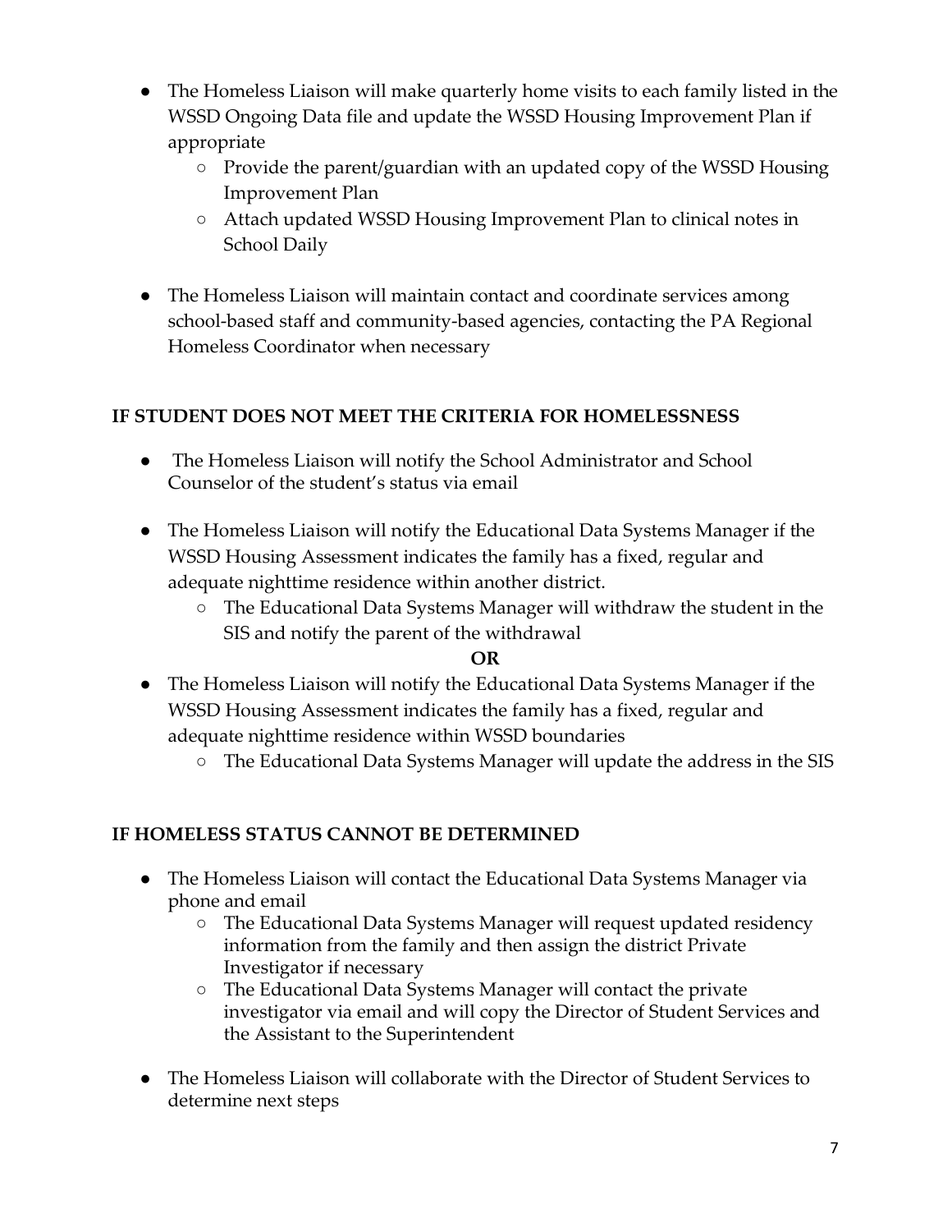- The Homeless Liaison will make quarterly home visits to each family listed in the WSSD Ongoing Data file and update the WSSD Housing Improvement Plan if appropriate
    - Provide the parent/guardian with an updated copy of the WSSD Housing Improvement Plan
    - Attach updated WSSD Housing Improvement Plan to clinical notes in School Daily

- The Homeless Liaison will maintain contact and coordinate services among school-based staff and community-based agencies, contacting the PA Regional Homeless Coordinator when necessary

**IF STUDENT DOES NOT MEET THE CRITERIA FOR HOMELESSNESS**

- The Homeless Liaison will notify the School Administrator and School Counselor of the student's status via email

- The Homeless Liaison will notify the Educational Data Systems Manager if the WSSD Housing Assessment indicates the family has a fixed, regular and adequate nighttime residence within another district.
    - The Educational Data Systems Manager will withdraw the student in the SIS and notify the parent of the withdrawal

**OR**

- The Homeless Liaison will notify the Educational Data Systems Manager if the WSSD Housing Assessment indicates the family has a fixed, regular and adequate nighttime residence within WSSD boundaries
    - The Educational Data Systems Manager will update the address in the SIS

**IF HOMELESS STATUS CANNOT BE DETERMINED**

- The Homeless Liaison will contact the Educational Data Systems Manager via phone and email
    - The Educational Data Systems Manager will request updated residency information from the family and then assign the district Private Investigator if necessary
    - The Educational Data Systems Manager will contact the private investigator via email and will copy the Director of Student Services and the Assistant to the Superintendent

- The Homeless Liaison will collaborate with the Director of Student Services to determine next steps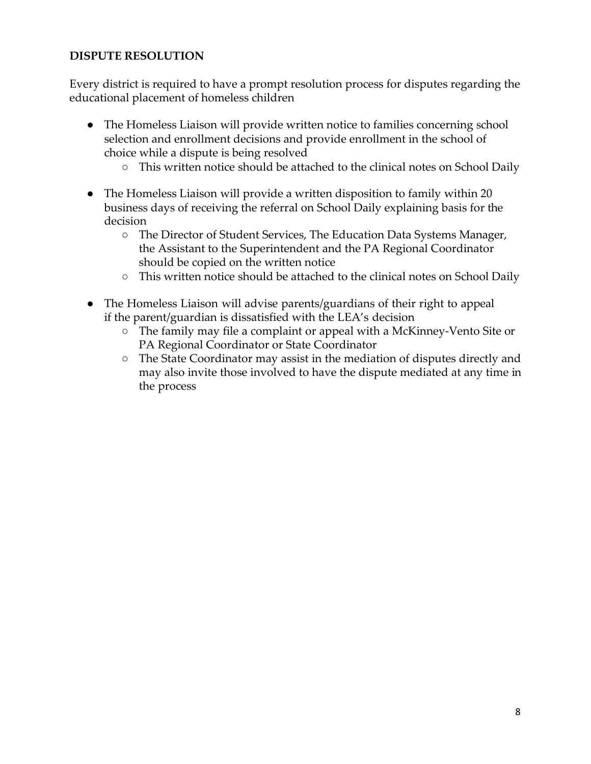**DISPUTE RESOLUTION**

Every district is required to have a prompt resolution process for disputes regarding the educational placement of homeless children

- The Homeless Liaison will provide written notice to families concerning school selection and enrollment decisions and provide enrollment in the school of choice while a dispute is being resolved
  - This written notice should be attached to the clinical notes on School Daily
- The Homeless Liaison will provide a written disposition to family within 20 business days of receiving the referral on School Daily explaining basis for the decision
  - The Director of Student Services, The Education Data Systems Manager, the Assistant to the Superintendent and the PA Regional Coordinator should be copied on the written notice
  - This written notice should be attached to the clinical notes on School Daily
- The Homeless Liaison will advise parents/guardians of their right to appeal if the parent/guardian is dissatisfied with the LEA's decision
  - The family may file a complaint or appeal with a McKinney-Vento Site or PA Regional Coordinator or State Coordinator
  - The State Coordinator may assist in the mediation of disputes directly and may also invite those involved to have the dispute mediated at any time in the process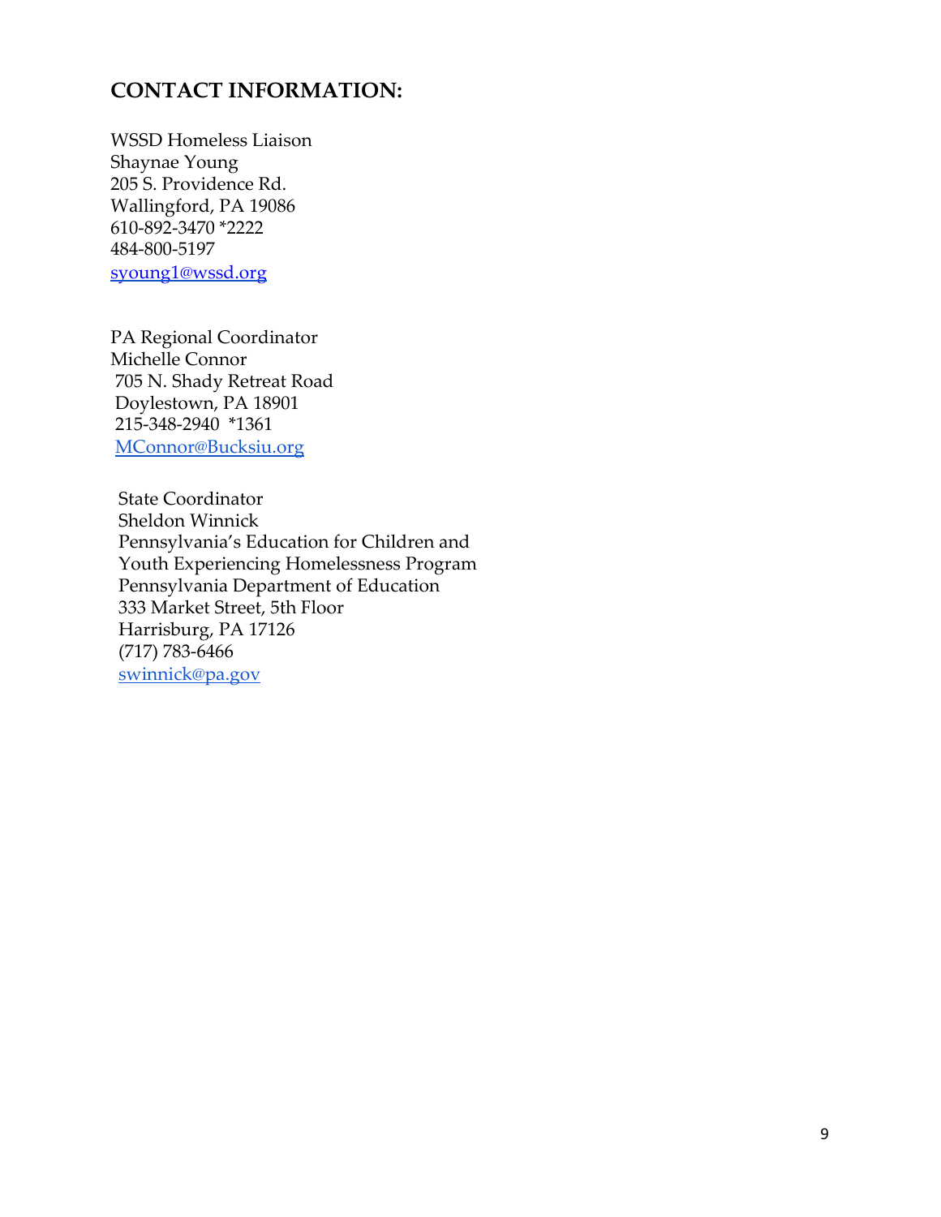## CONTACT INFORMATION:

WSSD Homeless Liaison  
Shaynae Young  
205 S. Providence Rd.  
Wallingford, PA 19086  
610-892-3470 *2222  
484-800-5197  
syoung1@wssd.org

PA Regional Coordinator  
Michelle Connor  
705 N. Shady Retreat Road  
Doylestown, PA 18901  
215-348-2940 *1361  
MConnor@Bucksiu.org

State Coordinator  
Sheldon Winnick  
Pennsylvania's Education for Children and Youth Experiencing Homelessness Program  
Pennsylvania Department of Education  
333 Market Street, 5th Floor  
Harrisburg, PA 17126  
(717) 783-6466  
swinnick@pa.gov